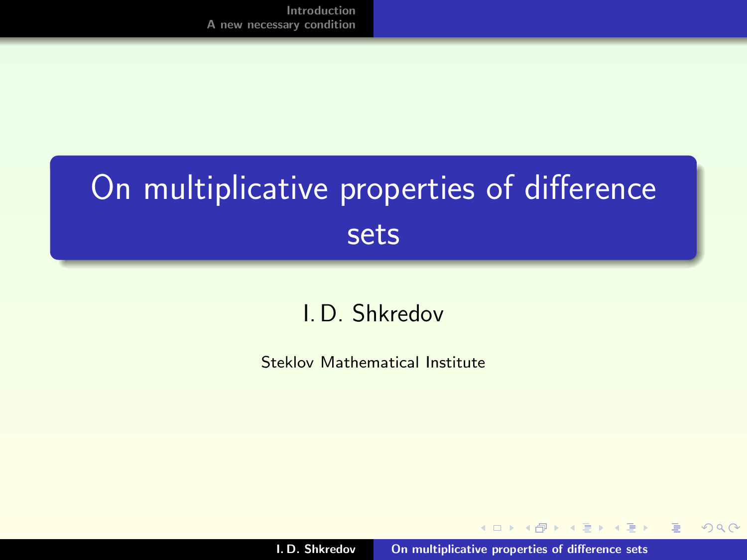# On multiplicative properties of difference sets

I. D. Shkredov

Steklov Mathematical Institute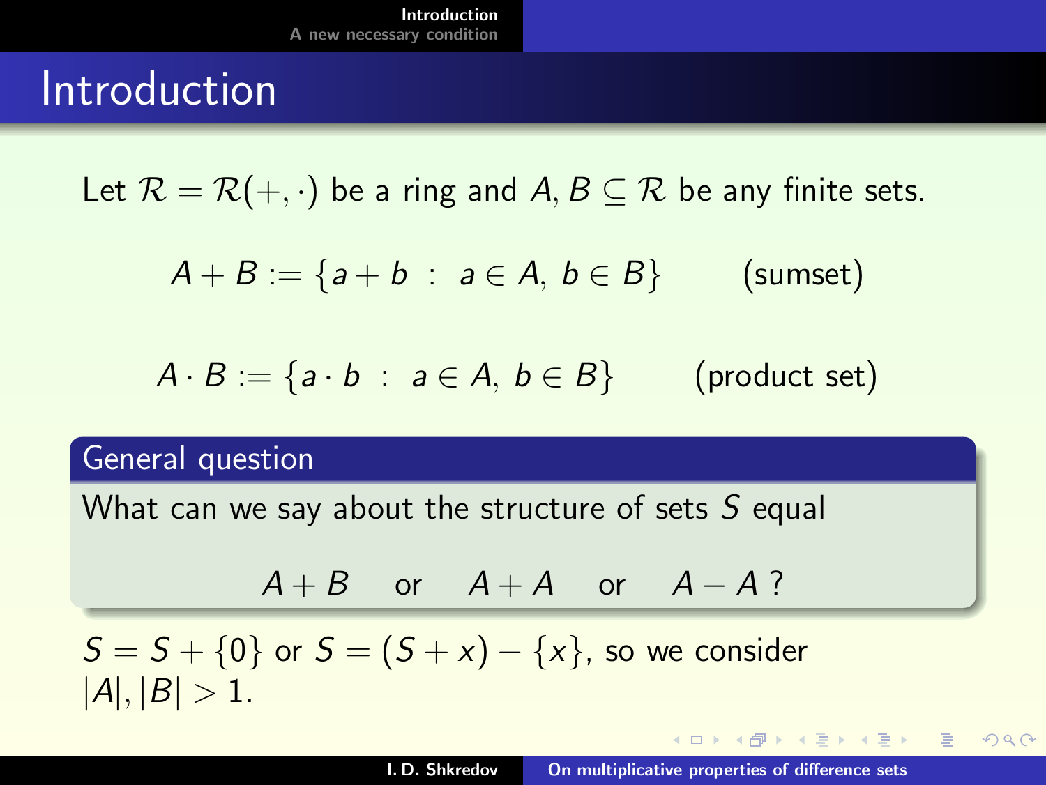# Introduction

Let $\mathcal{R} = \mathcal{R}(+, \cdot)$ be a ring and $A, B \subseteq \mathcal{R}$ be any finite sets.

$$A + B := \{a + b \ : \ a \in A, \ b \in B\} \qquad \text{(sumset)}$$

$$A \cdot B := \{a \cdot b \ : \ a \in A, \ b \in B\} \qquad \text{(product set)}$$

**General question**

What can we say about the structure of sets $S$ equal

$$A + B \quad \text{or} \quad A + A \quad \text{or} \quad A - A \ ?$$

$S = S + \{0\}$ or $S = (S + x) - \{x\}$, so we consider $|A|, |B| > 1$.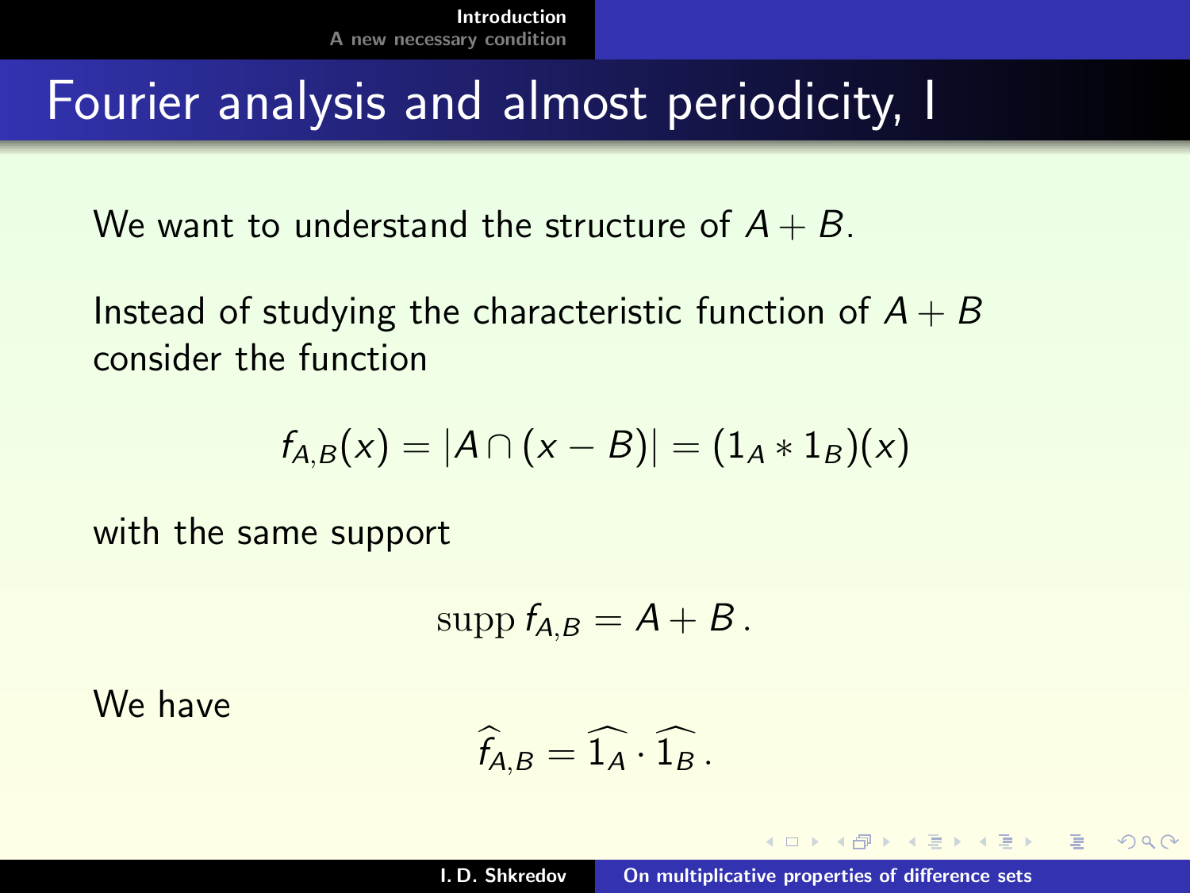# Fourier analysis and almost periodicity, I

We want to understand the structure of $A + B$.

Instead of studying the characteristic function of $A + B$ consider the function

$$f_{A,B}(x) = |A \cap (x - B)| = (1_A * 1_B)(x)$$

with the same support

$$\mathrm{supp}\, f_{A,B} = A + B\,.$$

We have

$$\widehat{f}_{A,B} = \widehat{1_A} \cdot \widehat{1_B}\,.$$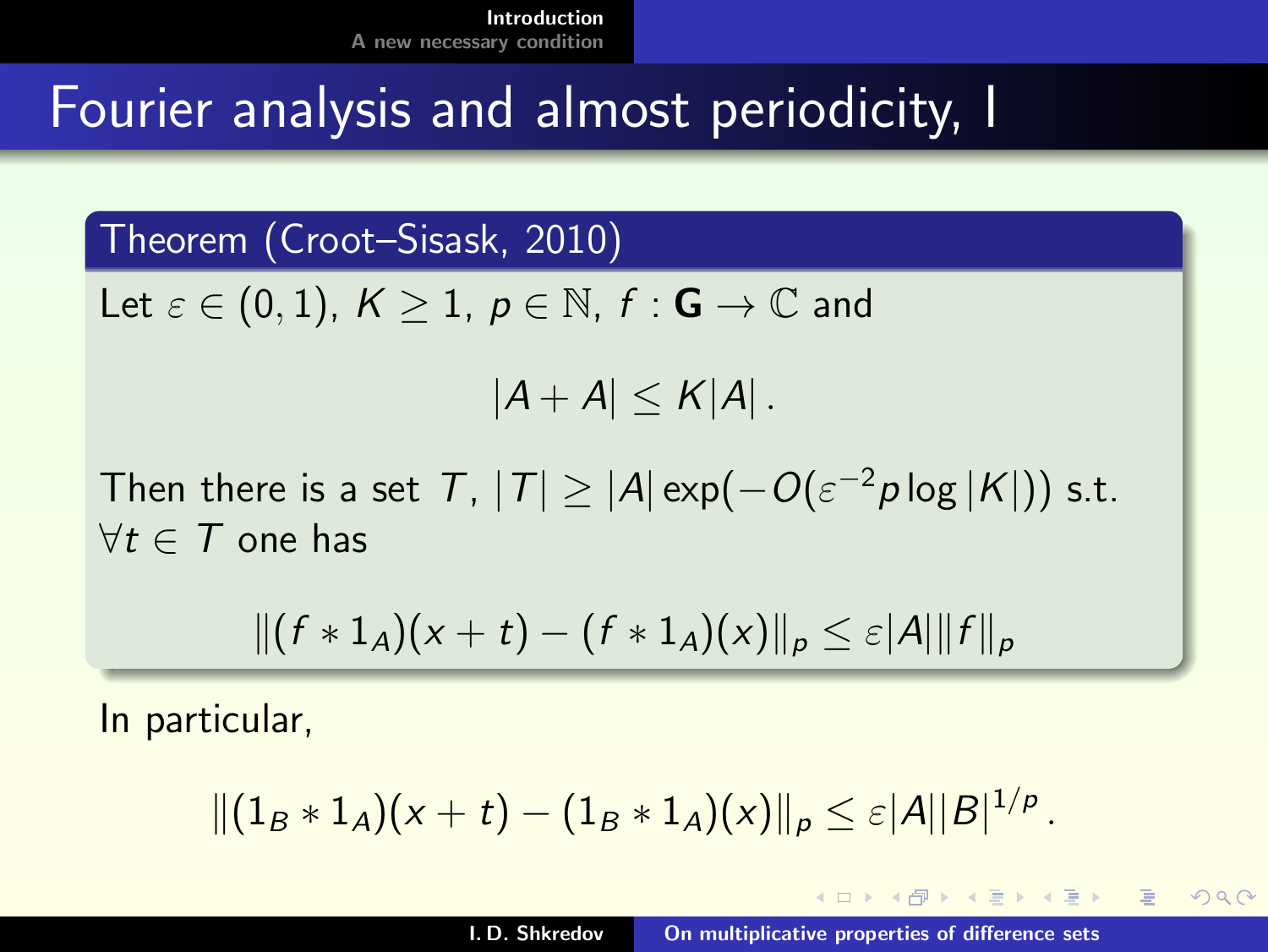# Fourier analysis and almost periodicity, I

**Theorem (Croot–Sisask, 2010)**

Let $\varepsilon \in (0,1)$, $K \geq 1$, $p \in \mathbb{N}$, $f : \mathbf{G} \to \mathbb{C}$ and

$$|A + A| \leq K|A|\,.$$

Then there is a set $T$, $|T| \geq |A| \exp(-O(\varepsilon^{-2} p \log |K|))$ s.t. $\forall t \in T$ one has

$$\|(f * 1_A)(x+t) - (f * 1_A)(x)\|_p \leq \varepsilon |A| \|f\|_p$$

In particular,

$$\|(1_B * 1_A)(x+t) - (1_B * 1_A)(x)\|_p \leq \varepsilon |A| |B|^{1/p}\,.$$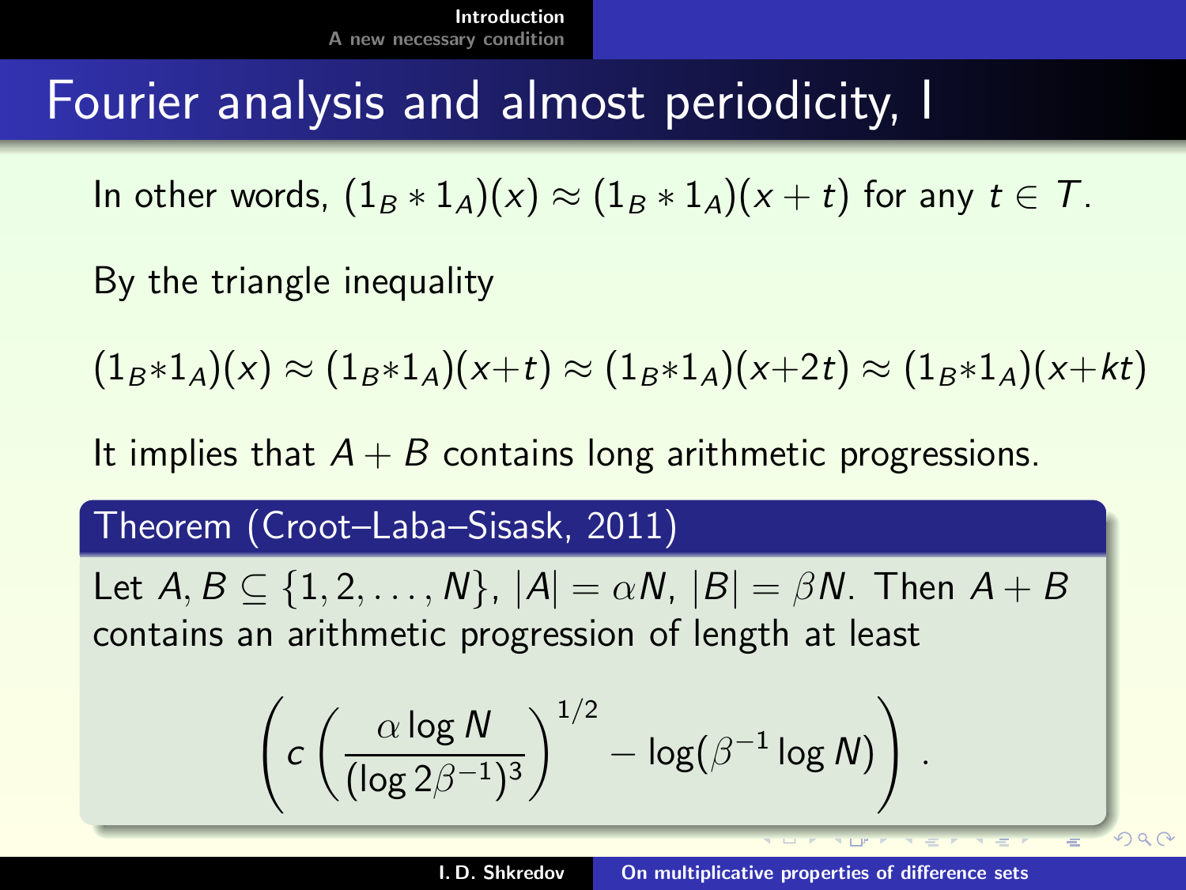# Fourier analysis and almost periodicity, I

In other words, $(1_B * 1_A)(x) \approx (1_B * 1_A)(x+t)$ for any $t \in T$.

By the triangle inequality

$$(1_B * 1_A)(x) \approx (1_B * 1_A)(x+t) \approx (1_B * 1_A)(x+2t) \approx (1_B * 1_A)(x+kt)$$

It implies that $A + B$ contains long arithmetic progressions.

**Theorem (Croot–Laba–Sisask, 2011)**

Let $A, B \subseteq \{1, 2, \dots, N\}$, $|A| = \alpha N$, $|B| = \beta N$. Then $A + B$ contains an arithmetic progression of length at least

$$\left( c \left( \frac{\alpha \log N}{(\log 2\beta^{-1})^3} \right)^{1/2} - \log(\beta^{-1} \log N) \right) .$$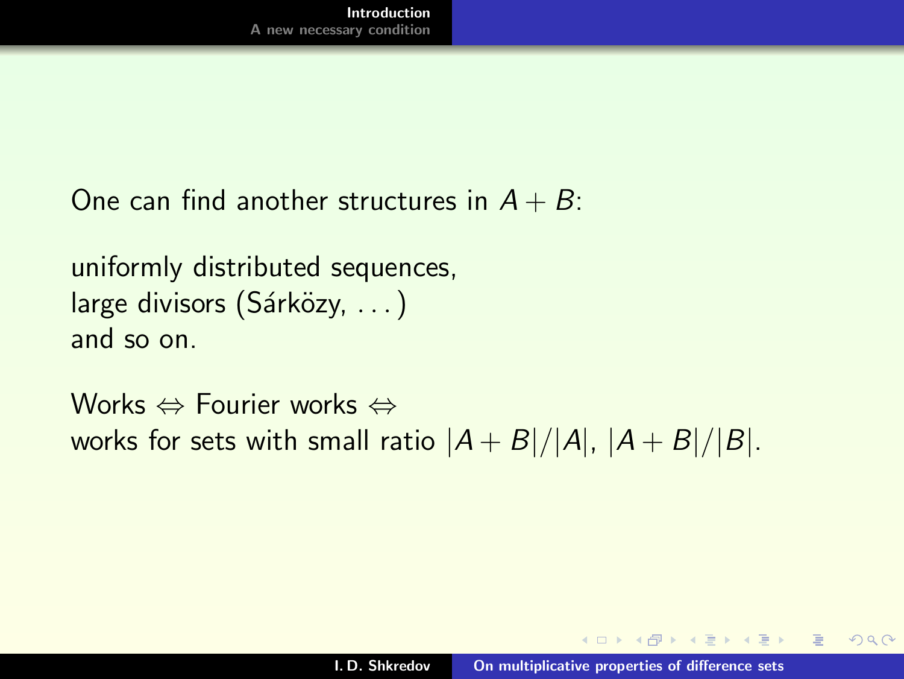One can find another structures in $A+B$:

uniformly distributed sequences,
large divisors (Sárközy, $\dots$)
and so on.

Works $\Leftrightarrow$ Fourier works $\Leftrightarrow$
works for sets with small ratio $|A+B|/|A|$, $|A+B|/|B|$.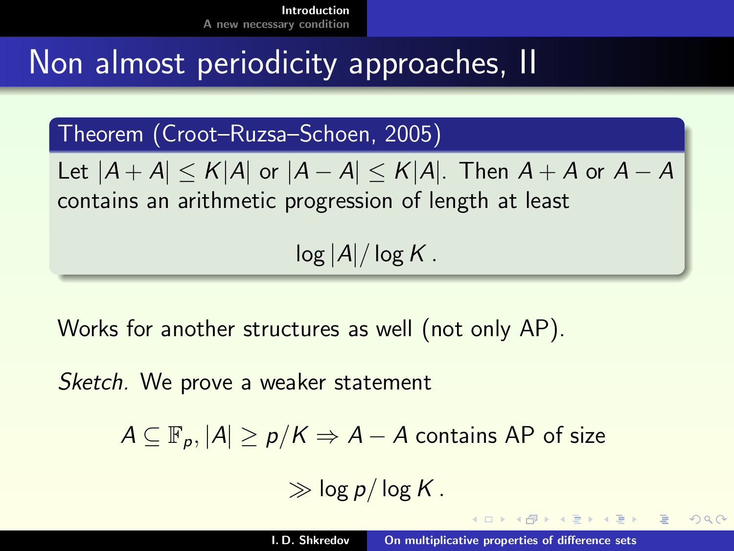# Non almost periodicity approaches, II

**Theorem (Croot–Ruzsa–Schoen, 2005)**

Let $|A+A| \le K|A|$ or $|A-A| \le K|A|$. Then $A+A$ or $A-A$ contains an arithmetic progression of length at least

$$\log |A| / \log K \,.$$

Works for another structures as well (not only AP).

*Sketch.* We prove a weaker statement

$$A \subseteq \mathbb{F}_p, |A| \ge p/K \Rightarrow A-A \text{ contains AP of size}$$

$$\gg \log p / \log K \,.$$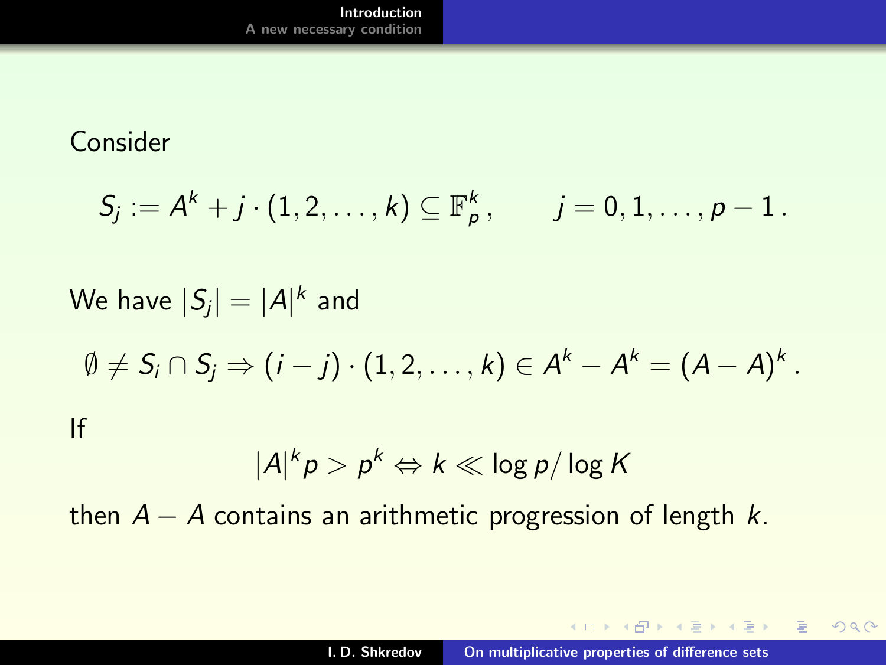Consider

$$S_j := A^k + j \cdot (1, 2, \dots, k) \subseteq \mathbb{F}_p^k, \qquad j = 0, 1, \dots, p-1\,.$$

We have $|S_j| = |A|^k$ and

$$\emptyset \neq S_i \cap S_j \Rightarrow (i-j) \cdot (1, 2, \dots, k) \in A^k - A^k = (A-A)^k\,.$$

If

$$|A|^k p > p^k \Leftrightarrow k \ll \log p / \log K$$

then $A - A$ contains an arithmetic progression of length $k$.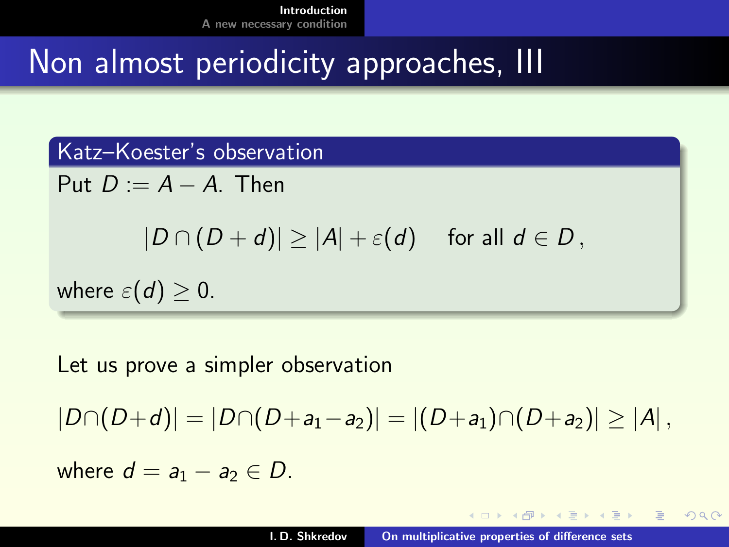# Non almost periodicity approaches, III

**Katz–Koester's observation**

Put $D := A - A$. Then

$$|D \cap (D + d)| \geq |A| + \varepsilon(d) \quad \text{for all } d \in D\,,$$

where $\varepsilon(d) \geq 0$.

Let us prove a simpler observation

$$|D \cap (D + d)| = |D \cap (D + a_1 - a_2)| = |(D + a_1) \cap (D + a_2)| \geq |A|\,,$$

where $d = a_1 - a_2 \in D$.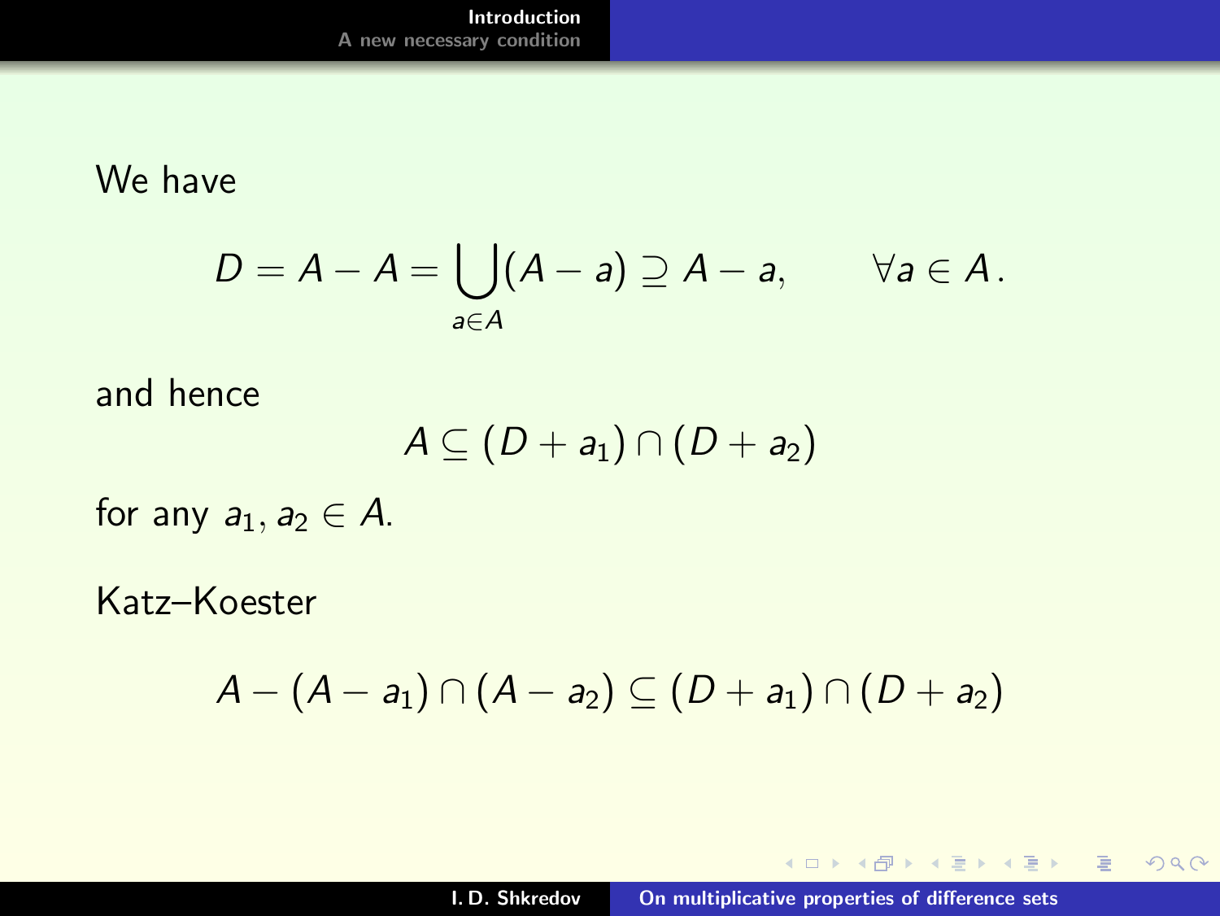We have

$$D = A - A = \bigcup_{a \in A} (A - a) \supseteq A - a, \qquad \forall a \in A\,.$$

and hence

$$A \subseteq (D + a_1) \cap (D + a_2)$$

for any $a_1, a_2 \in A$.

Katz–Koester

$$A - (A - a_1) \cap (A - a_2) \subseteq (D + a_1) \cap (D + a_2)$$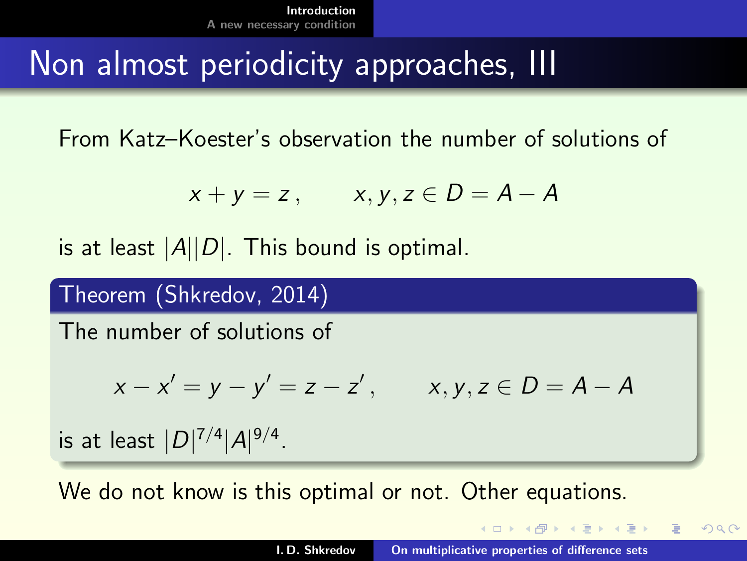# Non almost periodicity approaches, III

From Katz–Koester's observation the number of solutions of

$$x + y = z\,, \qquad x, y, z \in D = A - A$$

is at least $|A||D|$. This bound is optimal.

**Theorem (Shkredov, 2014)**

The number of solutions of

$$x - x' = y - y' = z - z'\,, \qquad x, y, z \in D = A - A$$

is at least $|D|^{7/4}|A|^{9/4}$.

We do not know is this optimal or not. Other equations.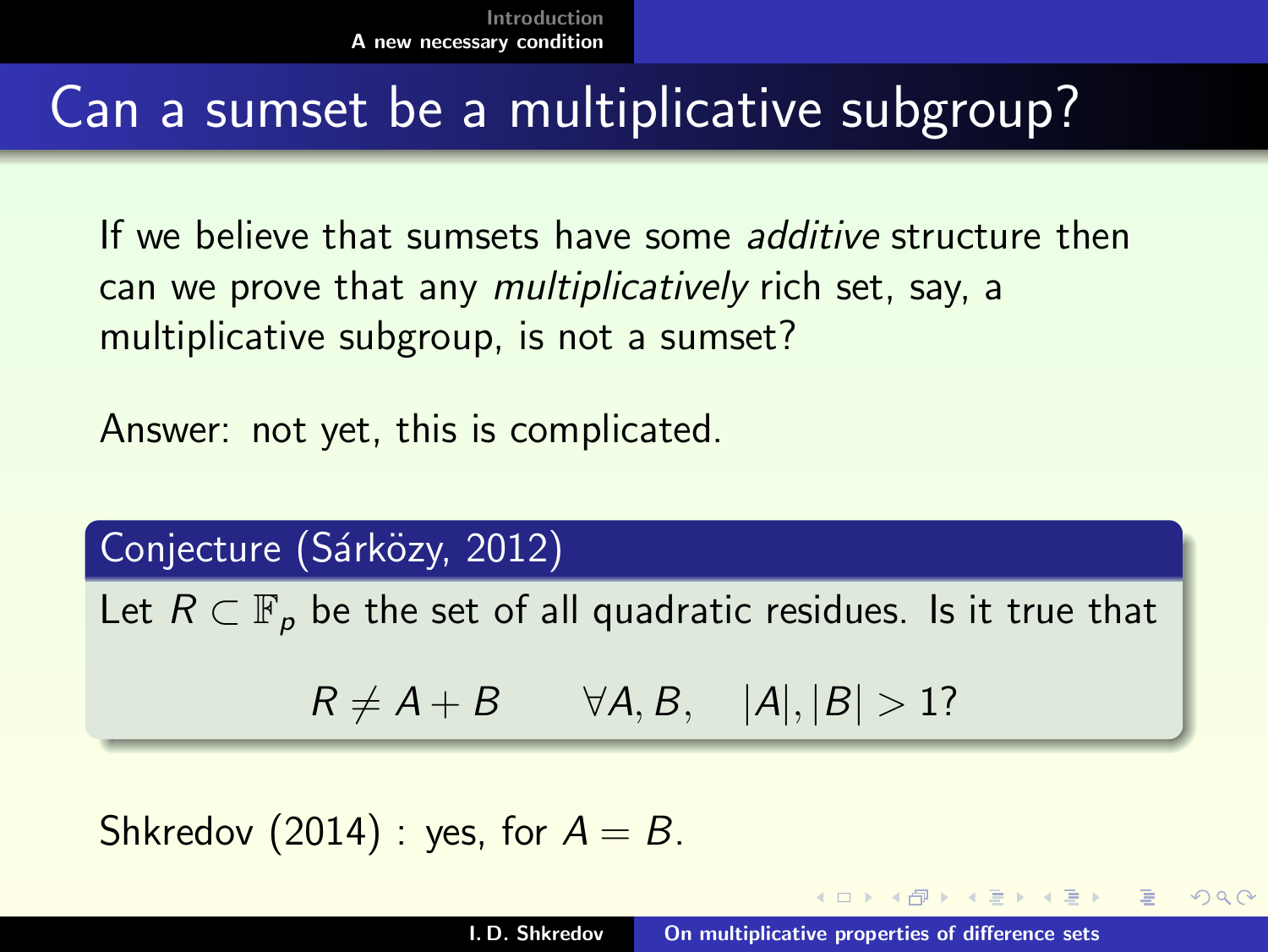# Can a sumset be a multiplicative subgroup?

If we believe that sumsets have some *additive* structure then can we prove that any *multiplicatively* rich set, say, a multiplicative subgroup, is not a sumset?

Answer: not yet, this is complicated.

**Conjecture (Sárközy, 2012)**

Let $R \subset \mathbb{F}_p$ be the set of all quadratic residues. Is it true that

$$R \neq A + B \qquad \forall A, B, \quad |A|, |B| > 1?$$

Shkredov (2014) : yes, for $A = B$.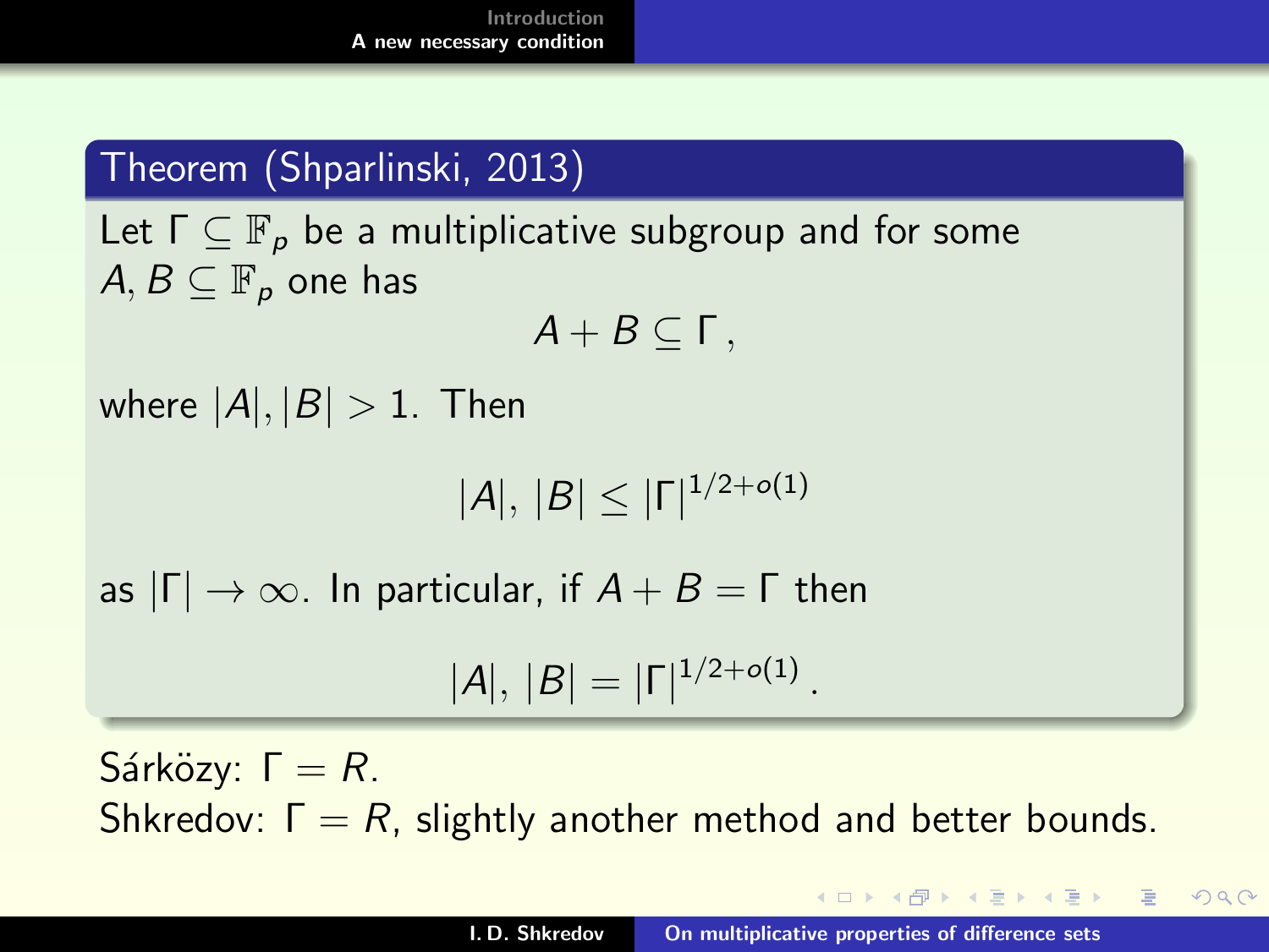**Theorem (Shparlinski, 2013)**

Let $\Gamma \subseteq \mathbb{F}_p$ be a multiplicative subgroup and for some $A, B \subseteq \mathbb{F}_p$ one has

$$A + B \subseteq \Gamma \,,$$

where $|A|, |B| > 1$. Then

$$|A|,\, |B| \le |\Gamma|^{1/2+o(1)}$$

as $|\Gamma| \to \infty$. In particular, if $A + B = \Gamma$ then

$$|A|,\, |B| = |\Gamma|^{1/2+o(1)} \,.$$

Sárközy: $\Gamma = R$.
Shkredov: $\Gamma = R$, slightly another method and better bounds.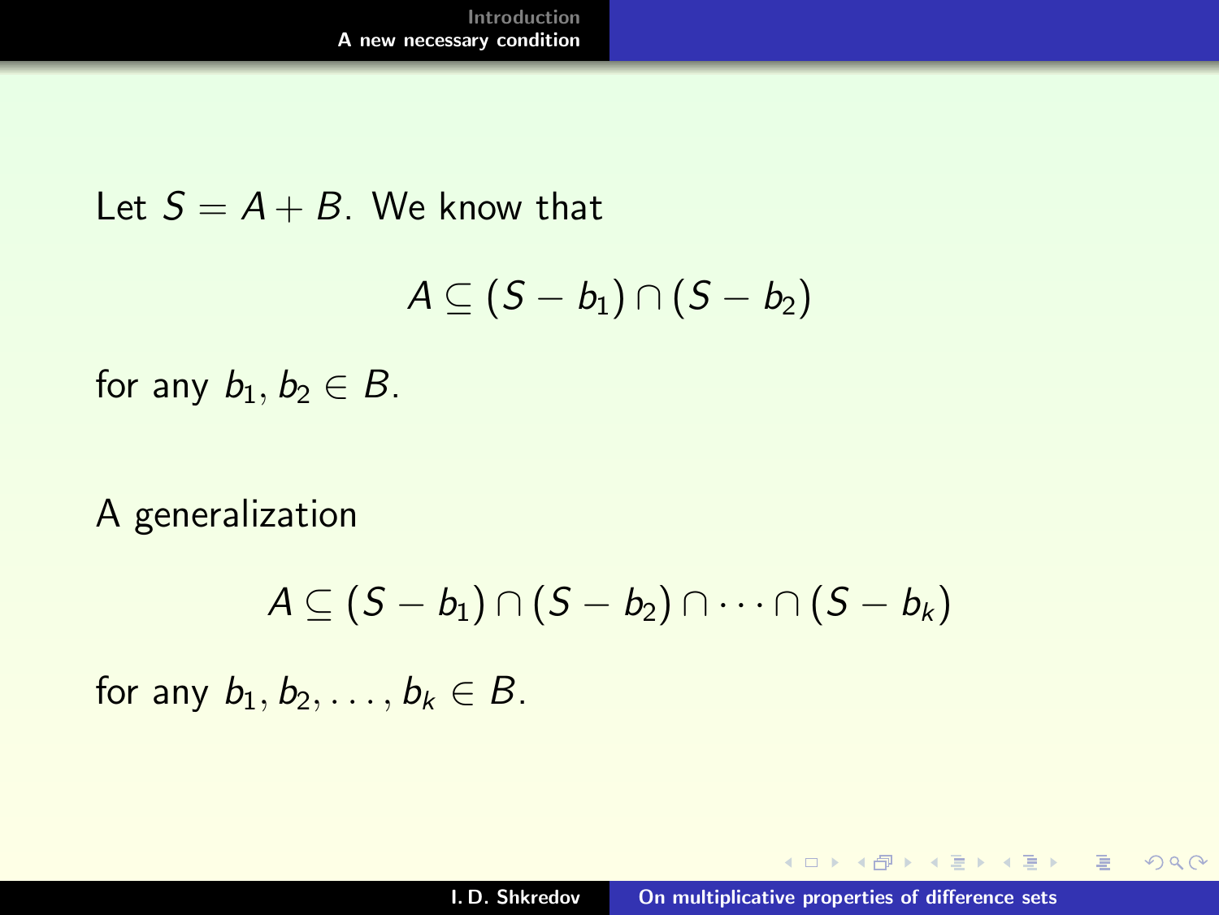Let $S = A + B$. We know that

$$A \subseteq (S - b_1) \cap (S - b_2)$$

for any $b_1, b_2 \in B$.

A generalization

$$A \subseteq (S - b_1) \cap (S - b_2) \cap \dots \cap (S - b_k)$$

for any $b_1, b_2, \dots, b_k \in B$.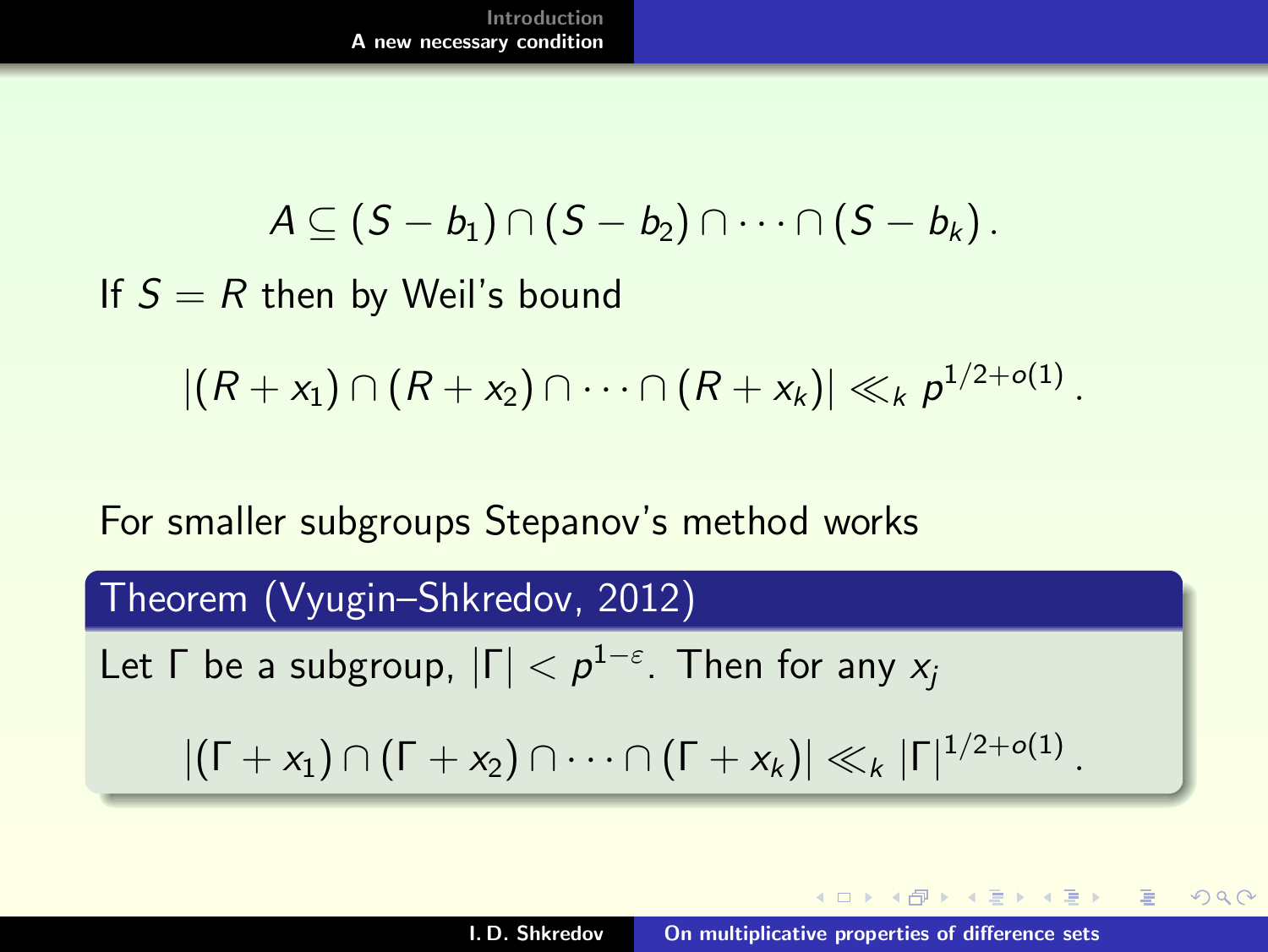$$A \subseteq (S - b_1) \cap (S - b_2) \cap \dots \cap (S - b_k)\,.$$

If $S = R$ then by Weil's bound

$$|(R + x_1) \cap (R + x_2) \cap \dots \cap (R + x_k)| \ll_k p^{1/2+o(1)}\,.$$

For smaller subgroups Stepanov's method works

**Theorem (Vyugin–Shkredov, 2012)**

Let $\Gamma$ be a subgroup, $|\Gamma| < p^{1-\varepsilon}$. Then for any $x_j$

$$|(\Gamma + x_1) \cap (\Gamma + x_2) \cap \dots \cap (\Gamma + x_k)| \ll_k |\Gamma|^{1/2+o(1)}\,.$$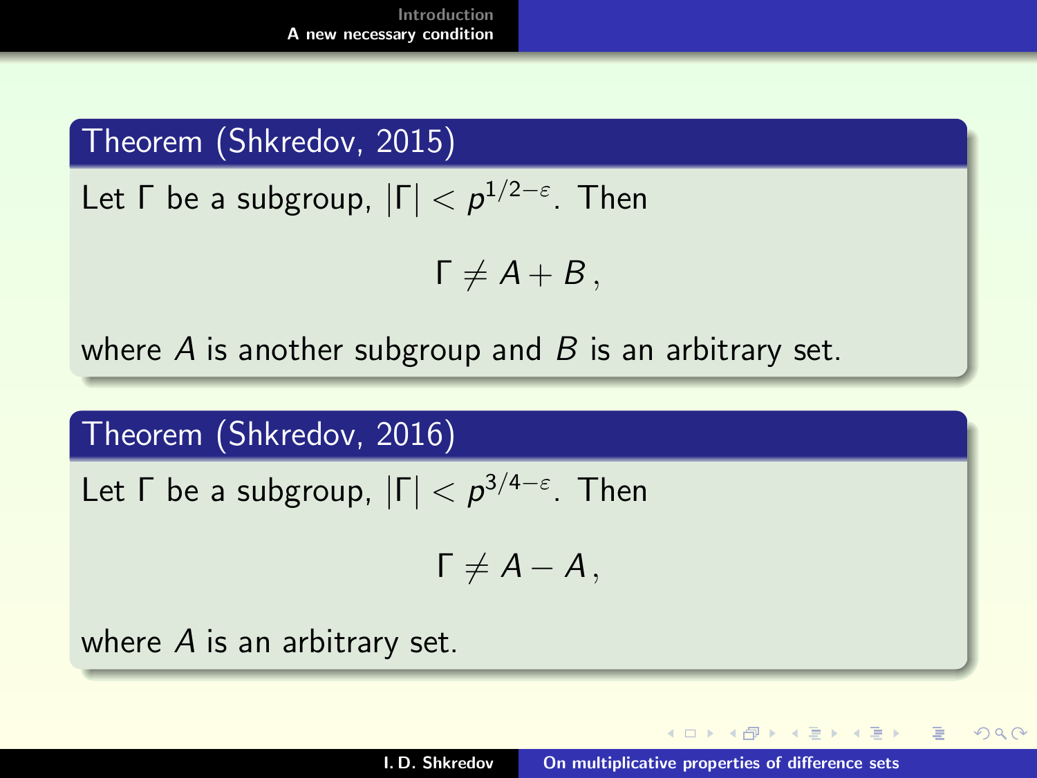**Theorem (Shkredov, 2015)**

Let $\Gamma$ be a subgroup, $|\Gamma| < p^{1/2-\varepsilon}$. Then

$$\Gamma \neq A + B\,,$$

where $A$ is another subgroup and $B$ is an arbitrary set.

**Theorem (Shkredov, 2016)**

Let $\Gamma$ be a subgroup, $|\Gamma| < p^{3/4-\varepsilon}$. Then

$$\Gamma \neq A - A\,,$$

where $A$ is an arbitrary set.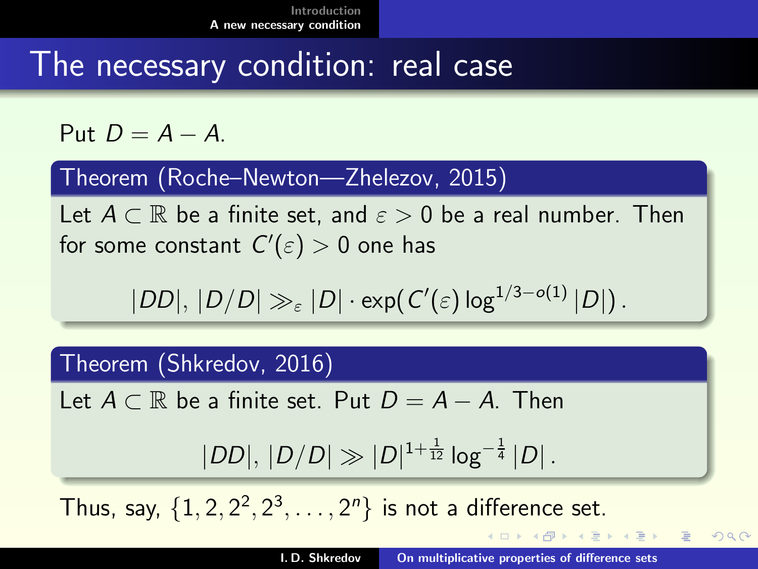# The necessary condition: real case

Put $D = A - A$.

**Theorem (Roche–Newton—Zhelezov, 2015)**

Let $A \subset \mathbb{R}$ be a finite set, and $\varepsilon > 0$ be a real number. Then for some constant $C'(\varepsilon) > 0$ one has

$$|DD|,\, |D/D| \gg_\varepsilon |D| \cdot \exp(C'(\varepsilon) \log^{1/3 - o(1)} |D|)\,.$$

**Theorem (Shkredov, 2016)**

Let $A \subset \mathbb{R}$ be a finite set. Put $D = A - A$. Then

$$|DD|,\, |D/D| \gg |D|^{1+\frac{1}{12}} \log^{-\frac{1}{4}} |D|\,.$$

Thus, say, $\{1, 2, 2^2, 2^3, \dots, 2^n\}$ is not a difference set.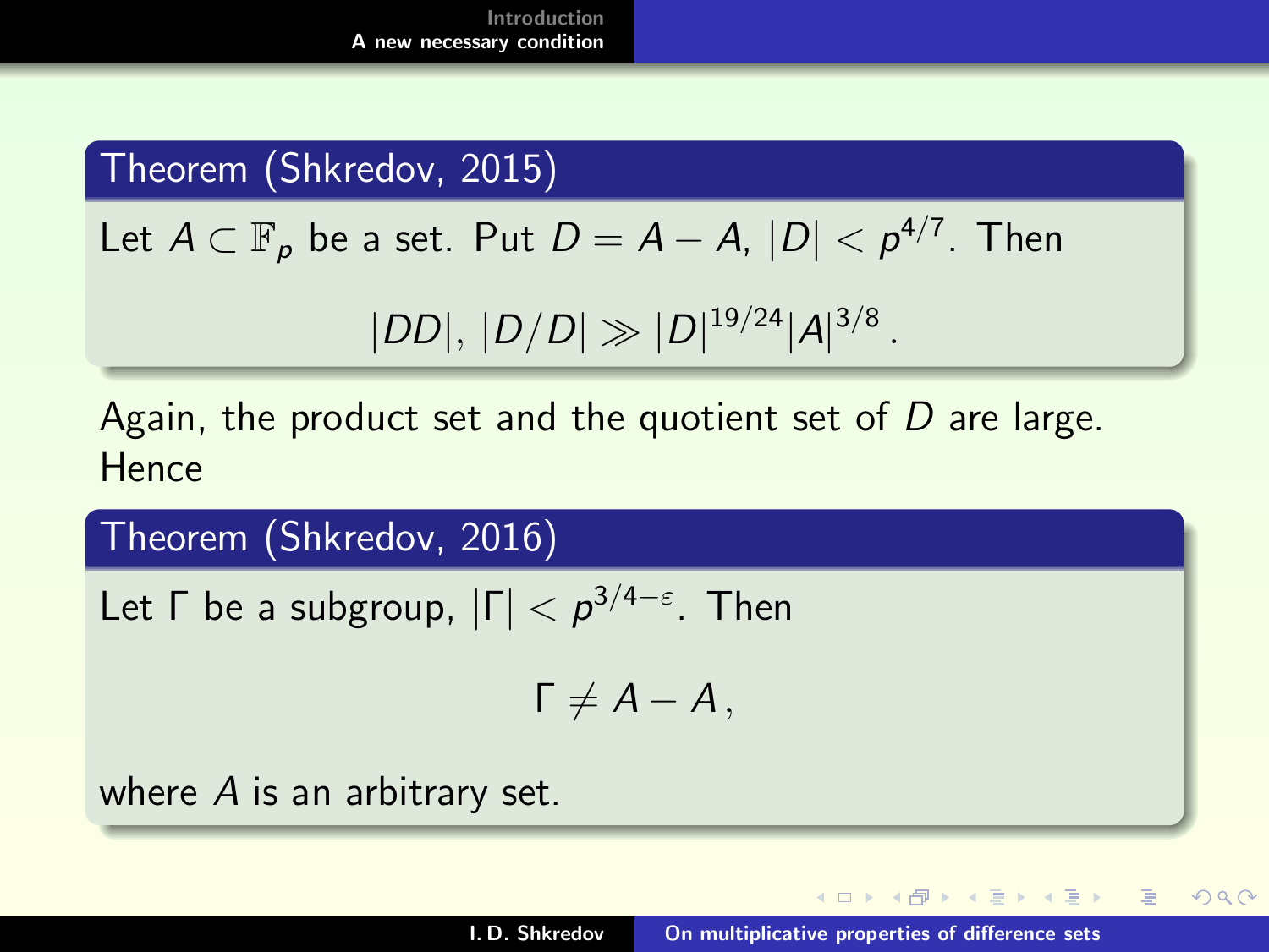**Theorem (Shkredov, 2015)**

Let $A \subset \mathbb{F}_p$ be a set. Put $D = A - A$, $|D| < p^{4/7}$. Then

$$|DD|,\ |D/D| \gg |D|^{19/24} |A|^{3/8} \,.$$

Again, the product set and the quotient set of $D$ are large. Hence

**Theorem (Shkredov, 2016)**

Let $\Gamma$ be a subgroup, $|\Gamma| < p^{3/4-\varepsilon}$. Then

$$\Gamma \neq A - A \,,$$

where $A$ is an arbitrary set.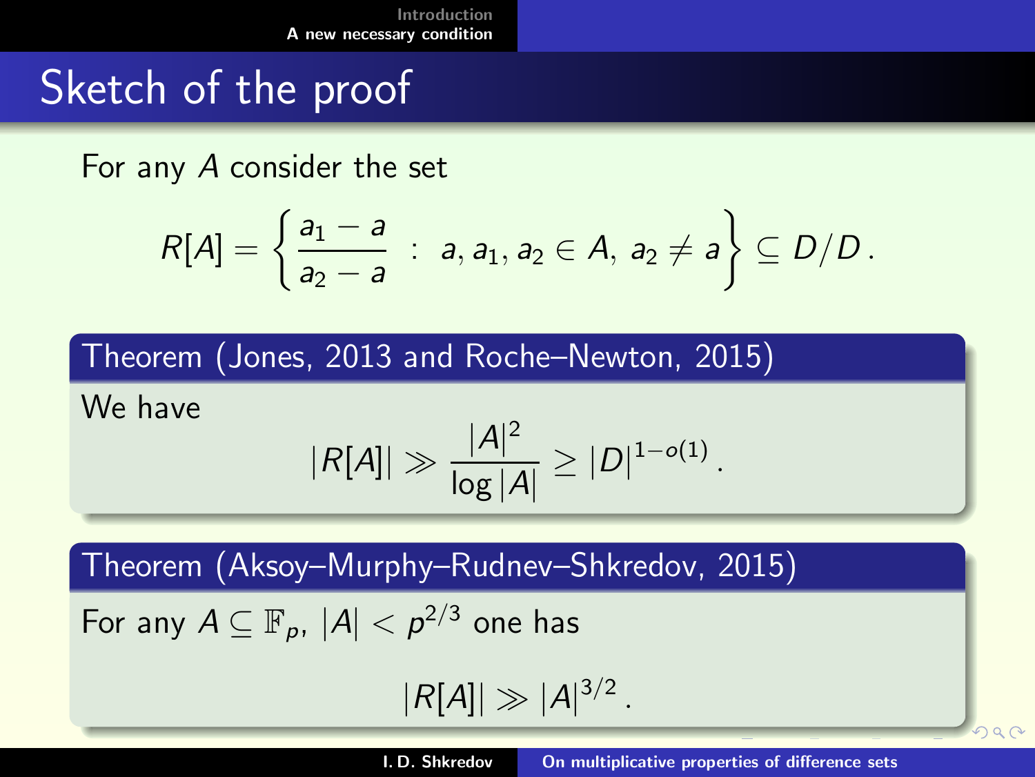# Sketch of the proof

For any $A$ consider the set

$$R[A] = \left\{ \frac{a_1 - a}{a_2 - a} \; : \; a, a_1, a_2 \in A,\; a_2 \neq a \right\} \subseteq D/D\,.$$

**Theorem (Jones, 2013 and Roche–Newton, 2015)**

We have

$$|R[A]| \gg \frac{|A|^2}{\log |A|} \geq |D|^{1-o(1)}\,.$$

**Theorem (Aksoy–Murphy–Rudnev–Shkredov, 2015)**

For any $A \subseteq \mathbb{F}_p$, $|A| < p^{2/3}$ one has

$$|R[A]| \gg |A|^{3/2}\,.$$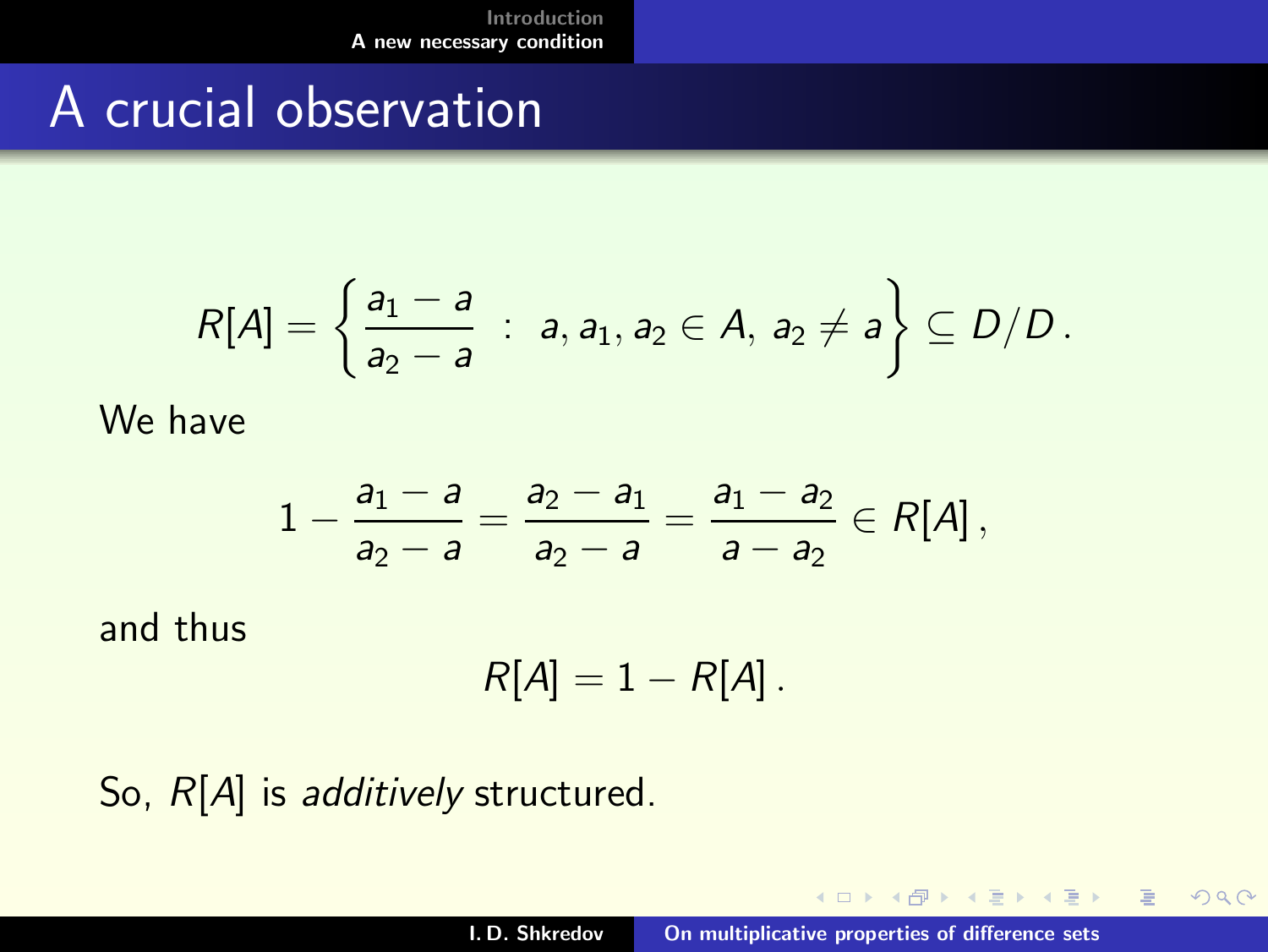# A crucial observation

$$R[A] = \left\{ \frac{a_1 - a}{a_2 - a} \ : \ a, a_1, a_2 \in A, \ a_2 \neq a \right\} \subseteq D/D \,.$$

We have

$$1 - \frac{a_1 - a}{a_2 - a} = \frac{a_2 - a_1}{a_2 - a} = \frac{a_1 - a_2}{a - a_2} \in R[A] \,,$$

and thus

$$R[A] = 1 - R[A] \,.$$

So, $R[A]$ is *additively* structured.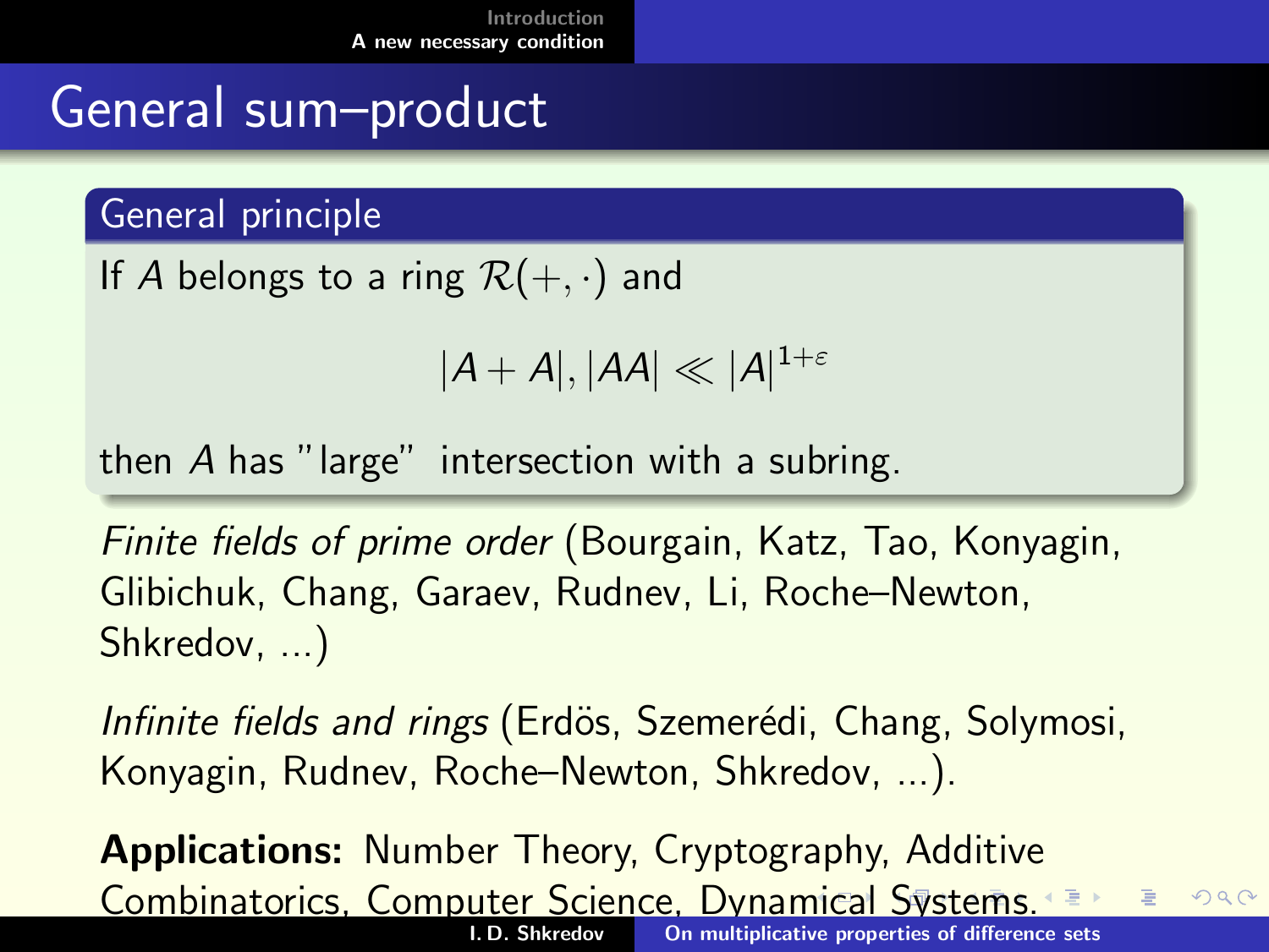# General sum–product

**General principle**

If $A$ belongs to a ring $\mathcal{R}(+,\cdot)$ and

$$|A+A|, |AA| \ll |A|^{1+\varepsilon}$$

then $A$ has "large" intersection with a subring.

*Finite fields of prime order* (Bourgain, Katz, Tao, Konyagin, Glibichuk, Chang, Garaev, Rudnev, Li, Roche–Newton, Shkredov, ...)

*Infinite fields and rings* (Erdös, Szemerédi, Chang, Solymosi, Konyagin, Rudnev, Roche–Newton, Shkredov, ...).

**Applications:** Number Theory, Cryptography, Additive Combinatorics, Computer Science, Dynamical Systems.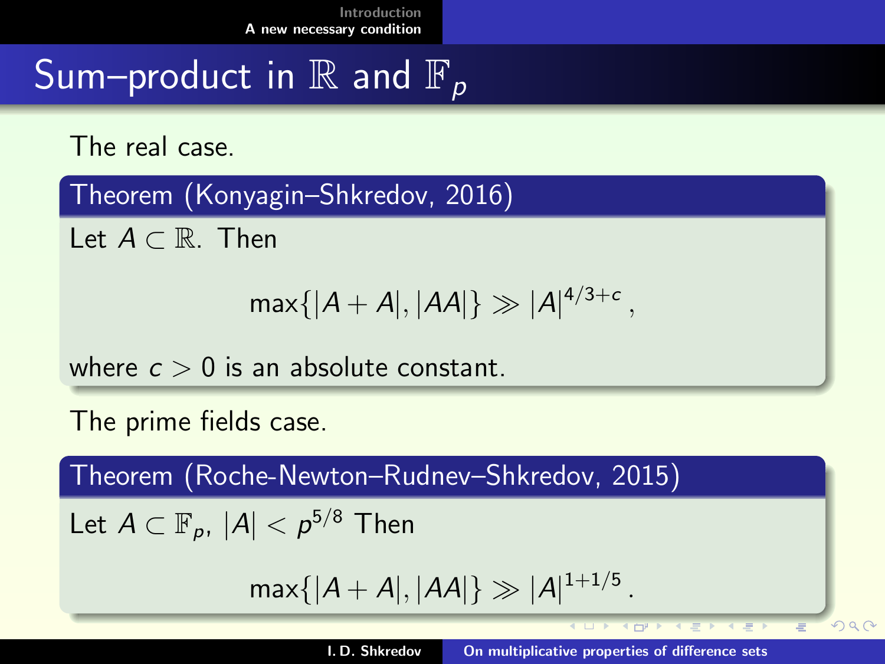# Sum–product in $\mathbb{R}$ and $\mathbb{F}_p$

The real case.

**Theorem (Konyagin–Shkredov, 2016)**

Let $A \subset \mathbb{R}$. Then

$$\max\{|A+A|, |AA|\} \gg |A|^{4/3+c},$$

where $c > 0$ is an absolute constant.

The prime fields case.

**Theorem (Roche-Newton–Rudnev–Shkredov, 2015)**

Let $A \subset \mathbb{F}_p$, $|A| < p^{5/8}$ Then

$$\max\{|A+A|, |AA|\} \gg |A|^{1+1/5}.$$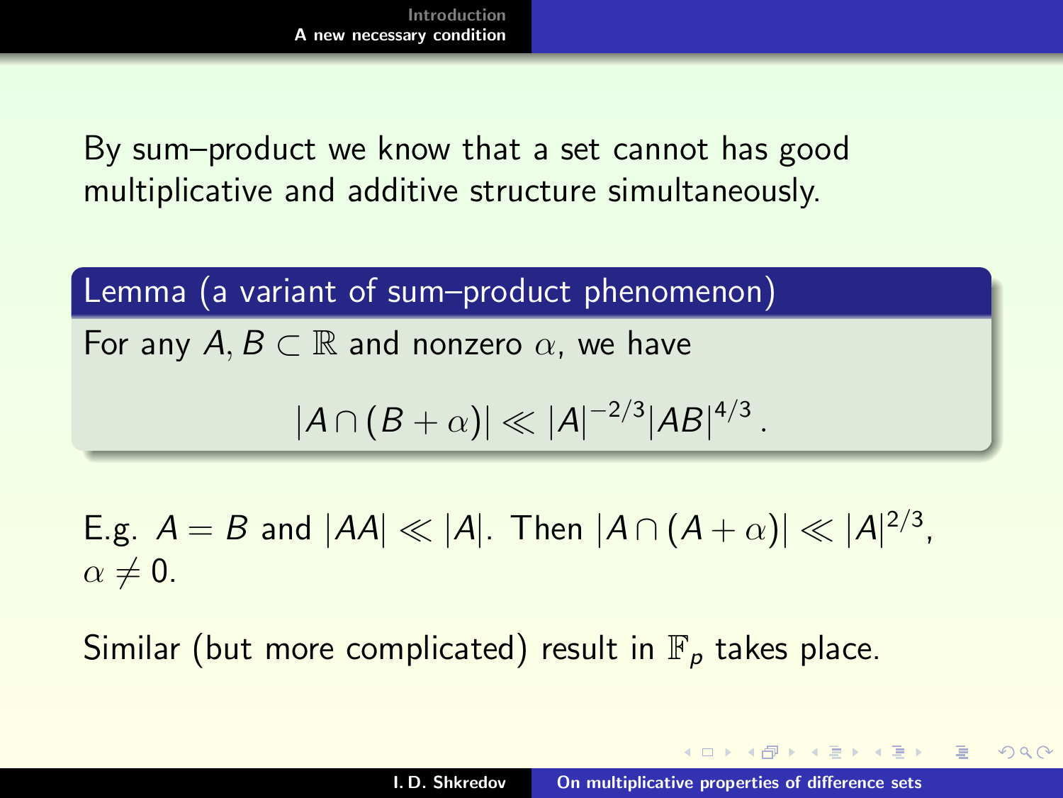By sum–product we know that a set cannot has good multiplicative and additive structure simultaneously.

**Lemma (a variant of sum–product phenomenon)**

For any $A, B \subset \mathbb{R}$ and nonzero $\alpha$, we have

$$|A \cap (B + \alpha)| \ll |A|^{-2/3} |AB|^{4/3} .$$

E.g. $A = B$ and $|AA| \ll |A|$. Then $|A \cap (A + \alpha)| \ll |A|^{2/3}$, $\alpha \neq 0$.

Similar (but more complicated) result in $\mathbb{F}_p$ takes place.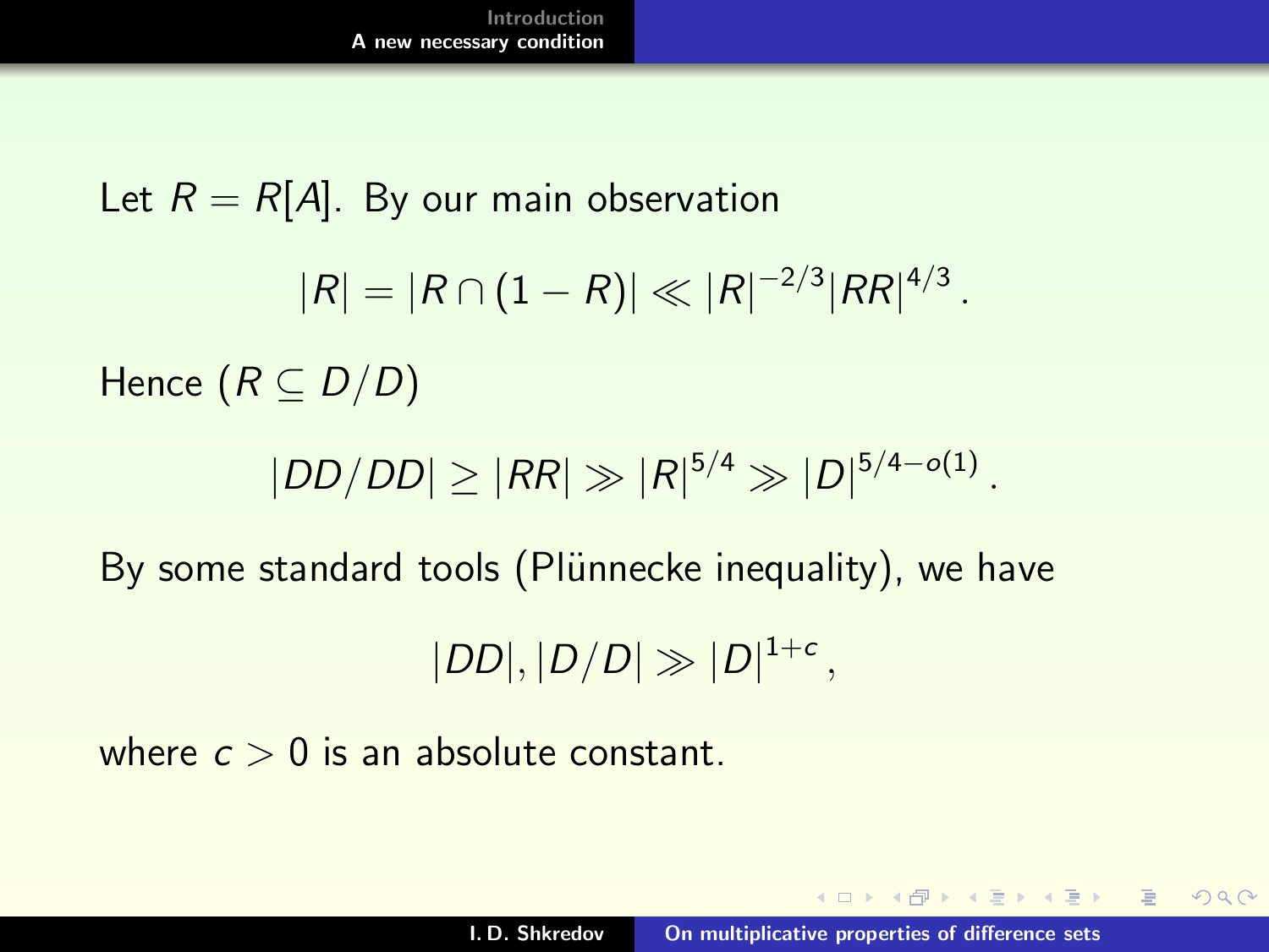Let $R = R[A]$. By our main observation

$$|R| = |R \cap (1 - R)| \ll |R|^{-2/3} |RR|^{4/3} .$$

Hence ($R \subseteq D/D$)

$$|DD/DD| \geq |RR| \gg |R|^{5/4} \gg |D|^{5/4 - o(1)} .$$

By some standard tools (Plünnecke inequality), we have

$$|DD|, |D/D| \gg |D|^{1+c} ,$$

where $c > 0$ is an absolute constant.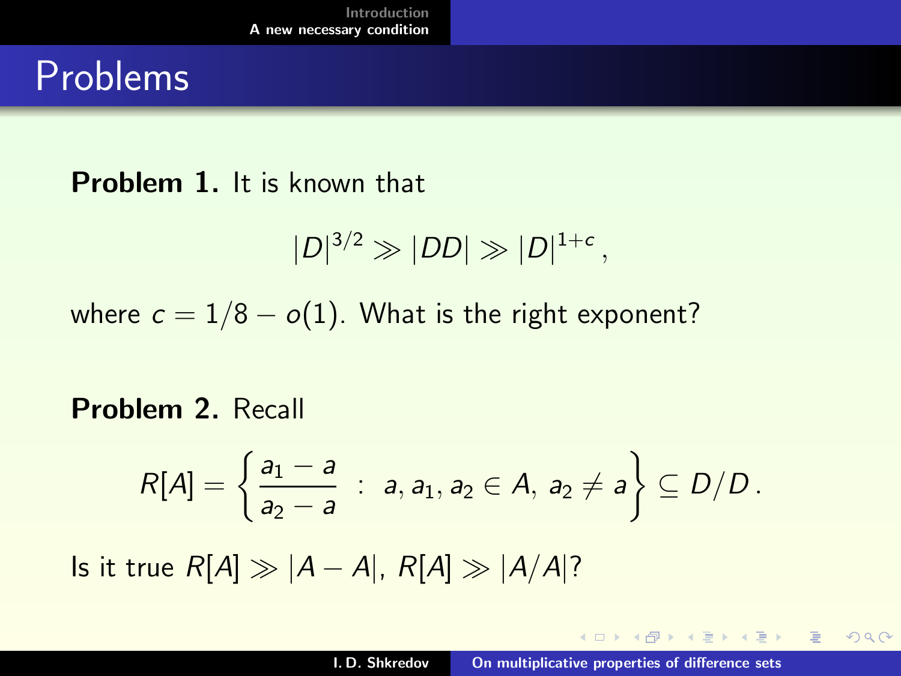# Problems

**Problem 1.** It is known that

$$|D|^{3/2} \gg |DD| \gg |D|^{1+c},$$

where $c = 1/8 - o(1)$. What is the right exponent?

**Problem 2.** Recall

$$R[A] = \left\{ \frac{a_1 - a}{a_2 - a} \;:\; a, a_1, a_2 \in A,\ a_2 \neq a \right\} \subseteq D/D\,.$$

Is it true $R[A] \gg |A - A|$, $R[A] \gg |A/A|$?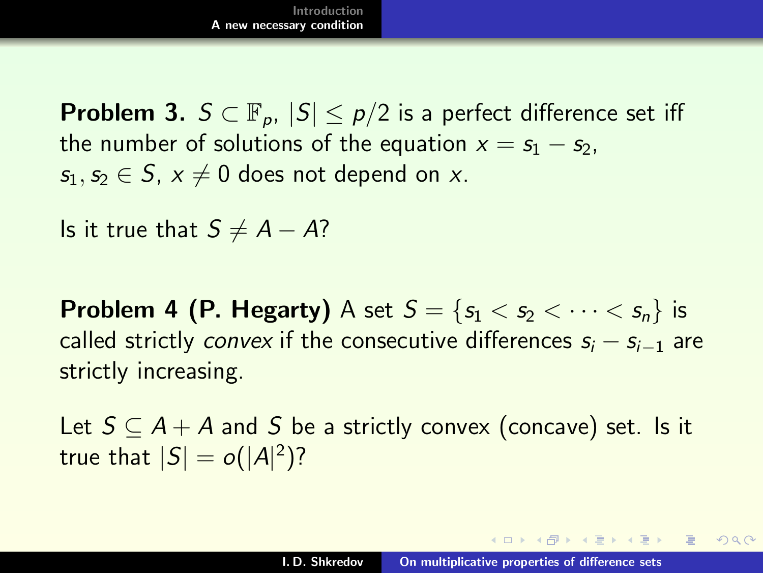**Problem 3.** $S \subset \mathbb{F}_p$, $|S| \le p/2$ is a perfect difference set iff the number of solutions of the equation $x = s_1 - s_2$, $s_1, s_2 \in S$, $x \neq 0$ does not depend on $x$.

Is it true that $S \neq A - A$?

**Problem 4 (P. Hegarty)** A set $S = \{s_1 < s_2 < \cdots < s_n\}$ is called strictly *convex* if the consecutive differences $s_i - s_{i-1}$ are strictly increasing.

Let $S \subseteq A + A$ and $S$ be a strictly convex (concave) set. Is it true that $|S| = o(|A|^2)$?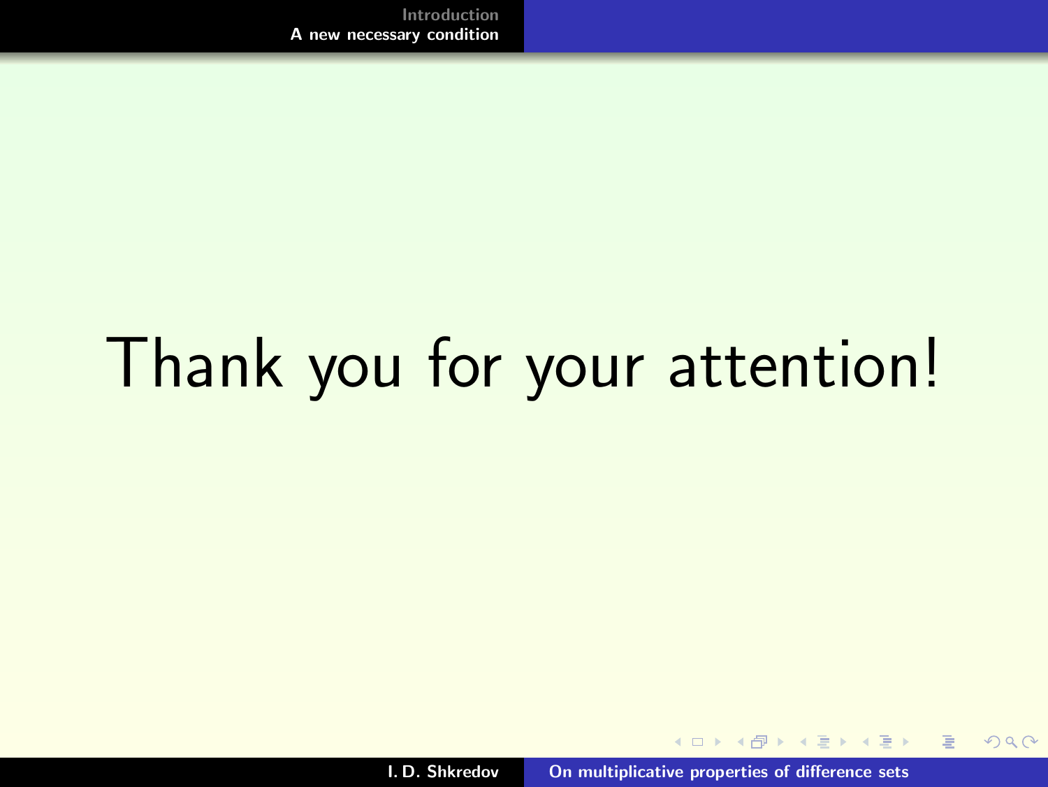Thank you for your attention!